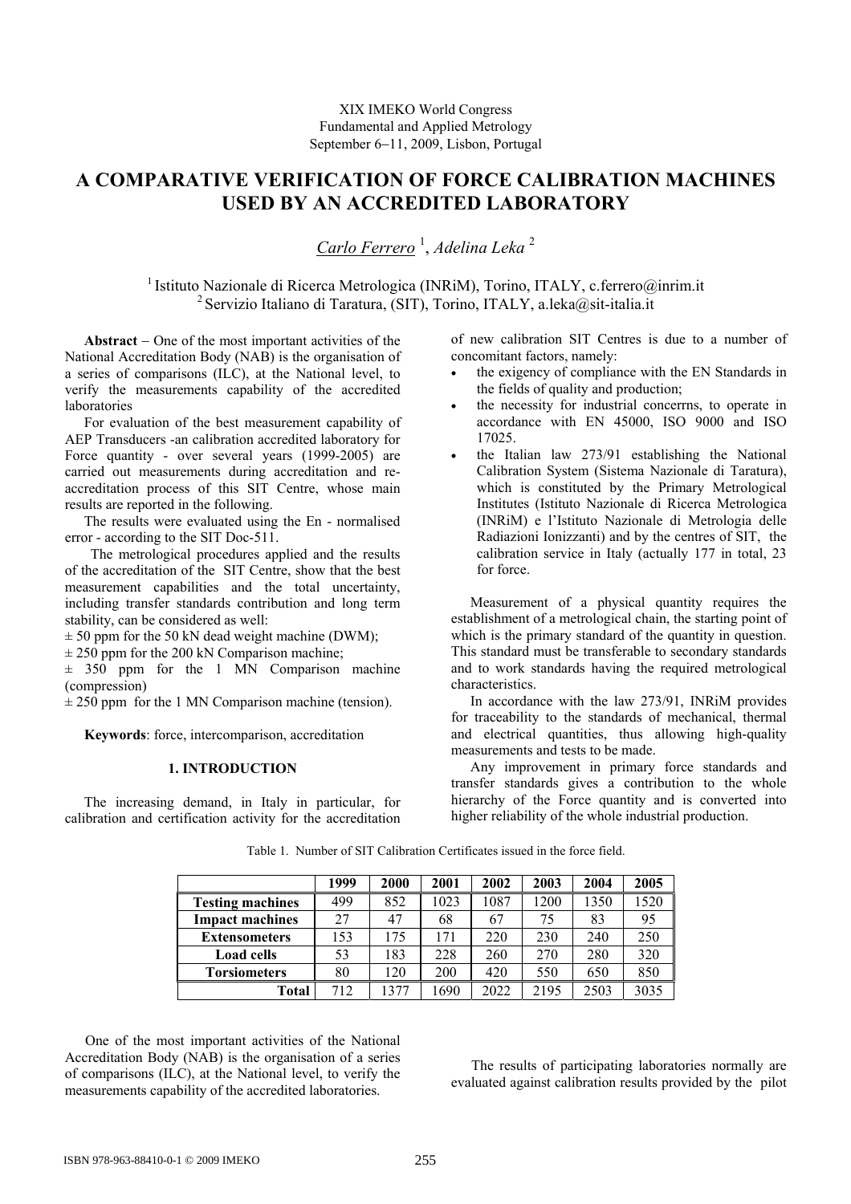XIX IMEKO World Congress
Fundamental and Applied Metrology
September 6–11, 2009, Lisbon, Portugal

# A COMPARATIVE VERIFICATION OF FORCE CALIBRATION MACHINES USED BY AN ACCREDITED LABORATORY

*Carlo Ferrero* [1], *Adelina Leka* [2]

[1] Istituto Nazionale di Ricerca Metrologica (INRiM), Torino, ITALY, c.ferrero@inrim.it
[2] Servizio Italiano di Taratura, (SIT), Torino, ITALY, a.leka@sit-italia.it

**Abstract** – One of the most important activities of the National Accreditation Body (NAB) is the organisation of a series of comparisons (ILC), at the National level, to verify the measurements capability of the accredited laboratories

For evaluation of the best measurement capability of AEP Transducers -an calibration accredited laboratory for Force quantity - over several years (1999-2005) are carried out measurements during accreditation and re-accreditation process of this SIT Centre, whose main results are reported in the following.

The results were evaluated using the En - normalised error - according to the SIT Doc-511.

The metrological procedures applied and the results of the accreditation of the SIT Centre, show that the best measurement capabilities and the total uncertainty, including transfer standards contribution and long term stability, can be considered as well:

± 50 ppm for the 50 kN dead weight machine (DWM);
± 250 ppm for the 200 kN Comparison machine;
± 350 ppm for the 1 MN Comparison machine (compression)
± 250 ppm for the 1 MN Comparison machine (tension).

**Keywords**: force, intercomparison, accreditation

## 1. INTRODUCTION

The increasing demand, in Italy in particular, for calibration and certification activity for the accreditation of new calibration SIT Centres is due to a number of concomitant factors, namely:

- the exigency of compliance with the EN Standards in the fields of quality and production;
- the necessity for industrial concerrns, to operate in accordance with EN 45000, ISO 9000 and ISO 17025.
- the Italian law 273/91 establishing the National Calibration System (Sistema Nazionale di Taratura), which is constituted by the Primary Metrological Institutes (Istituto Nazionale di Ricerca Metrologica (INRiM) e l'Istituto Nazionale di Metrologia delle Radiazioni Ionizzanti) and by the centres of SIT, the calibration service in Italy (actually 177 in total, 23 for force.

Measurement of a physical quantity requires the establishment of a metrological chain, the starting point of which is the primary standard of the quantity in question. This standard must be transferable to secondary standards and to work standards having the required metrological characteristics.

In accordance with the law 273/91, INRiM provides for traceability to the standards of mechanical, thermal and electrical quantities, thus allowing high-quality measurements and tests to be made.

Any improvement in primary force standards and transfer standards gives a contribution to the whole hierarchy of the Force quantity and is converted into higher reliability of the whole industrial production.

Table 1. Number of SIT Calibration Certificates issued in the force field.

| | 1999 | 2000 | 2001 | 2002 | 2003 | 2004 | 2005 |
|---|---|---|---|---|---|---|---|
| **Testing machines** | 499 | 852 | 1023 | 1087 | 1200 | 1350 | 1520 |
| **Impact machines** | 27 | 47 | 68 | 67 | 75 | 83 | 95 |
| **Extensometers** | 153 | 175 | 171 | 220 | 230 | 240 | 250 |
| **Load cells** | 53 | 183 | 228 | 260 | 270 | 280 | 320 |
| **Torsiometers** | 80 | 120 | 200 | 420 | 550 | 650 | 850 |
| **Total** | 712 | 1377 | 1690 | 2022 | 2195 | 2503 | 3035 |

One of the most important activities of the National Accreditation Body (NAB) is the organisation of a series of comparisons (ILC), at the National level, to verify the measurements capability of the accredited laboratories.

The results of participating laboratories normally are evaluated against calibration results provided by the pilot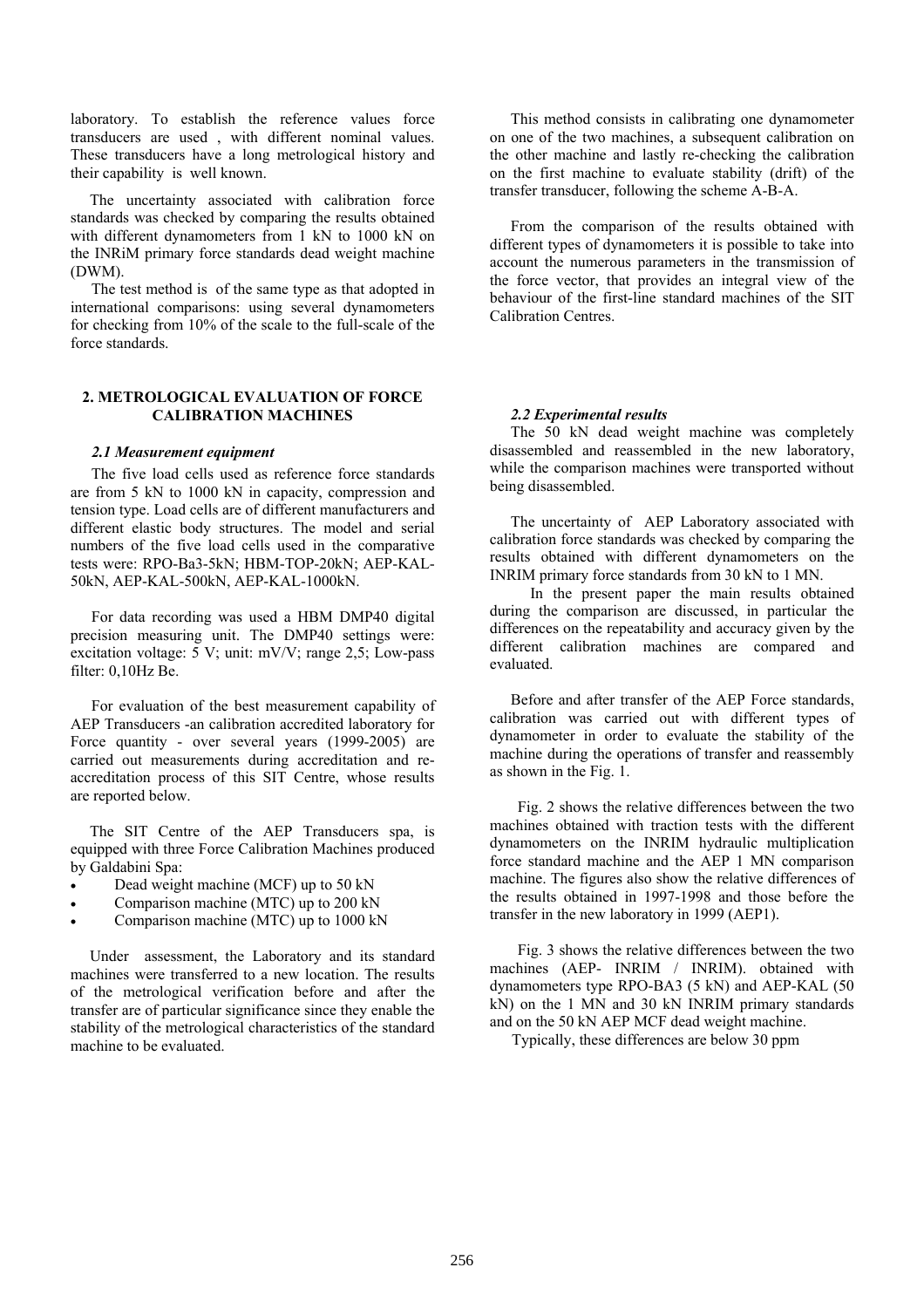laboratory. To establish the reference values force transducers are used , with different nominal values. These transducers have a long metrological history and their capability is well known.

The uncertainty associated with calibration force standards was checked by comparing the results obtained with different dynamometers from 1 kN to 1000 kN on the INRiM primary force standards dead weight machine (DWM).

The test method is of the same type as that adopted in international comparisons: using several dynamometers for checking from 10% of the scale to the full-scale of the force standards.

This method consists in calibrating one dynamometer on one of the two machines, a subsequent calibration on the other machine and lastly re-checking the calibration on the first machine to evaluate stability (drift) of the transfer transducer, following the scheme A-B-A.

From the comparison of the results obtained with different types of dynamometers it is possible to take into account the numerous parameters in the transmission of the force vector, that provides an integral view of the behaviour of the first-line standard machines of the SIT Calibration Centres.

## 2. METROLOGICAL EVALUATION OF FORCE CALIBRATION MACHINES

### *2.1 Measurement equipment*

The five load cells used as reference force standards are from 5 kN to 1000 kN in capacity, compression and tension type. Load cells are of different manufacturers and different elastic body structures. The model and serial numbers of the five load cells used in the comparative tests were: RPO-Ba3-5kN; HBM-TOP-20kN; AEP-KAL-50kN, AEP-KAL-500kN, AEP-KAL-1000kN.

For data recording was used a HBM DMP40 digital precision measuring unit. The DMP40 settings were: excitation voltage: 5 V; unit: mV/V; range 2,5; Low-pass filter: 0,10Hz Be.

For evaluation of the best measurement capability of AEP Transducers -an calibration accredited laboratory for Force quantity - over several years (1999-2005) are carried out measurements during accreditation and re-accreditation process of this SIT Centre, whose results are reported below.

The SIT Centre of the AEP Transducers spa, is equipped with three Force Calibration Machines produced by Galdabini Spa:

- Dead weight machine (MCF) up to 50 kN
- Comparison machine (MTC) up to 200 kN
- Comparison machine (MTC) up to 1000 kN

Under assessment, the Laboratory and its standard machines were transferred to a new location. The results of the metrological verification before and after the transfer are of particular significance since they enable the stability of the metrological characteristics of the standard machine to be evaluated.

### *2.2 Experimental results*

The 50 kN dead weight machine was completely disassembled and reassembled in the new laboratory, while the comparison machines were transported without being disassembled.

The uncertainty of AEP Laboratory associated with calibration force standards was checked by comparing the results obtained with different dynamometers on the INRIM primary force standards from 30 kN to 1 MN.

In the present paper the main results obtained during the comparison are discussed, in particular the differences on the repeatability and accuracy given by the different calibration machines are compared and evaluated.

Before and after transfer of the AEP Force standards, calibration was carried out with different types of dynamometer in order to evaluate the stability of the machine during the operations of transfer and reassembly as shown in the Fig. 1.

Fig. 2 shows the relative differences between the two machines obtained with traction tests with the different dynamometers on the INRIM hydraulic multiplication force standard machine and the AEP 1 MN comparison machine. The figures also show the relative differences of the results obtained in 1997-1998 and those before the transfer in the new laboratory in 1999 (AEP1).

Fig. 3 shows the relative differences between the two machines (AEP- INRIM / INRIM). obtained with dynamometers type RPO-BA3 (5 kN) and AEP-KAL (50 kN) on the 1 MN and 30 kN INRIM primary standards and on the 50 kN AEP MCF dead weight machine.

Typically, these differences are below 30 ppm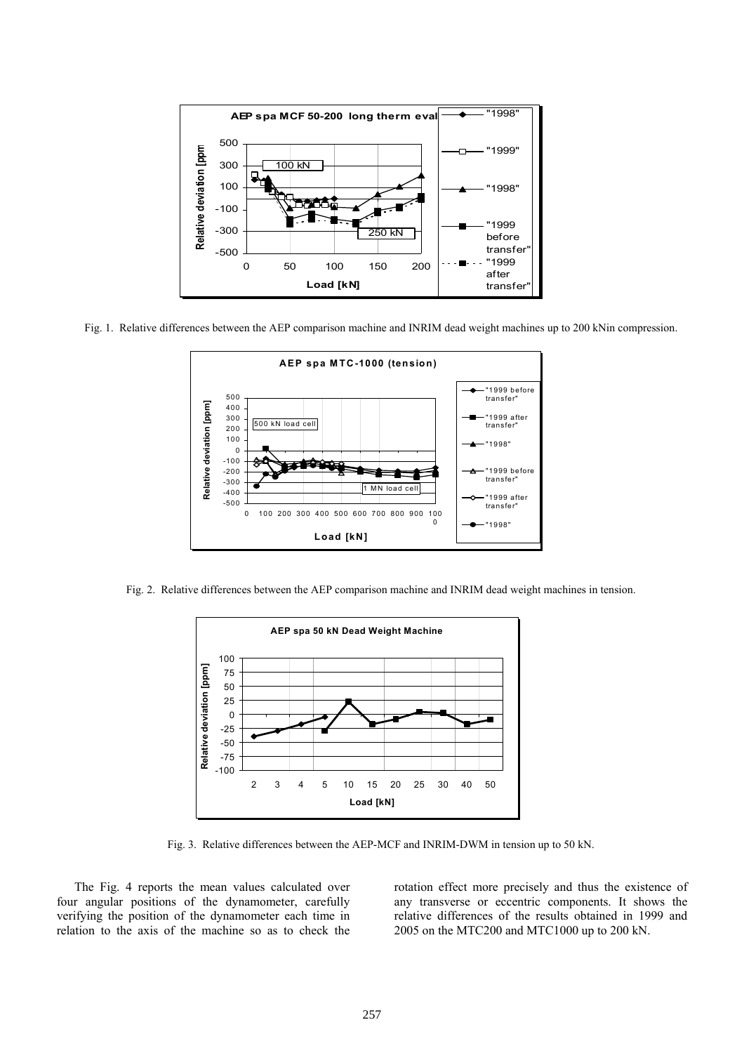Fig. 1. Relative differences between the AEP comparison machine and INRIM dead weight machines up to 200 kNin compression.

Fig. 2. Relative differences between the AEP comparison machine and INRIM dead weight machines in tension.

Fig. 3. Relative differences between the AEP-MCF and INRIM-DWM in tension up to 50 kN.

The Fig. 4 reports the mean values calculated over four angular positions of the dynamometer, carefully verifying the position of the dynamometer each time in relation to the axis of the machine so as to check the rotation effect more precisely and thus the existence of any transverse or eccentric components. It shows the relative differences of the results obtained in 1999 and 2005 on the MTC200 and MTC1000 up to 200 kN.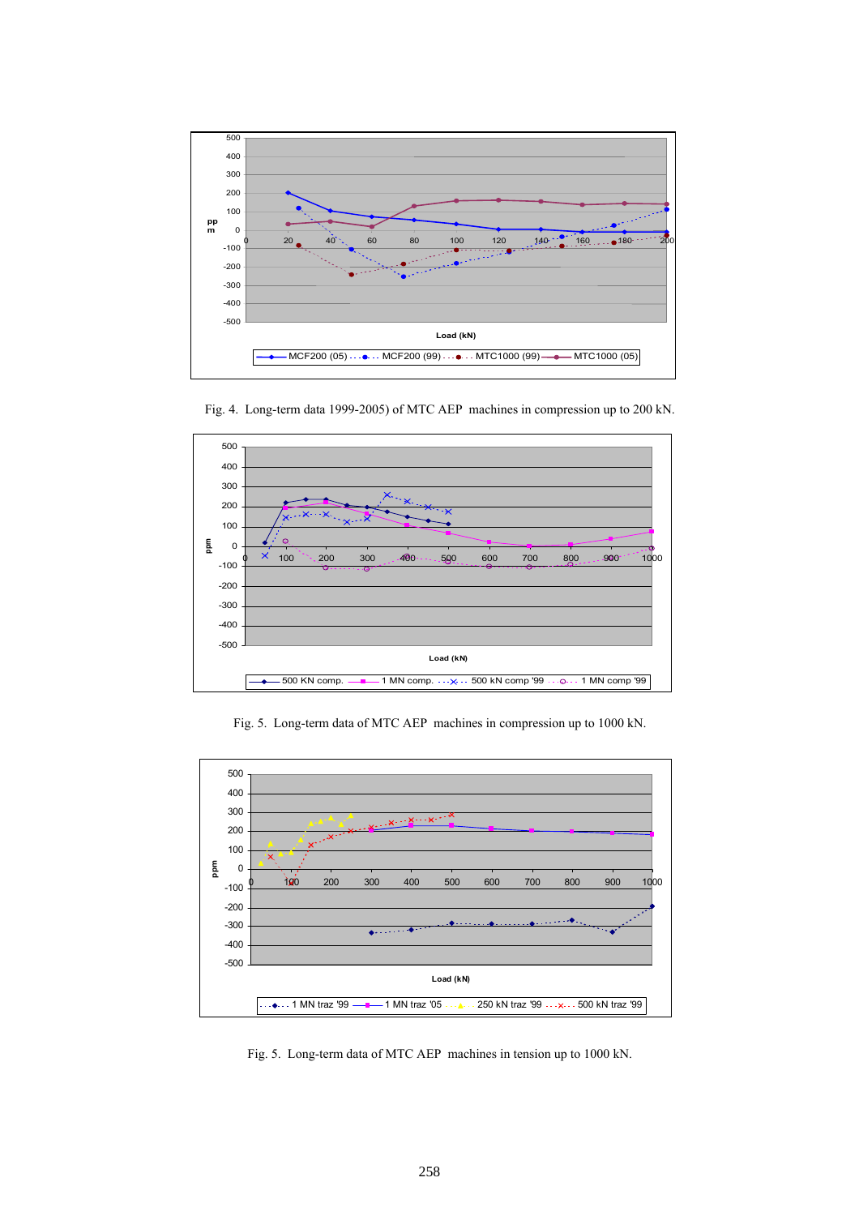Fig. 4. Long-term data 1999-2005) of MTC AEP machines in compression up to 200 kN.

Fig. 5. Long-term data of MTC AEP machines in compression up to 1000 kN.

Fig. 5. Long-term data of MTC AEP machines in tension up to 1000 kN.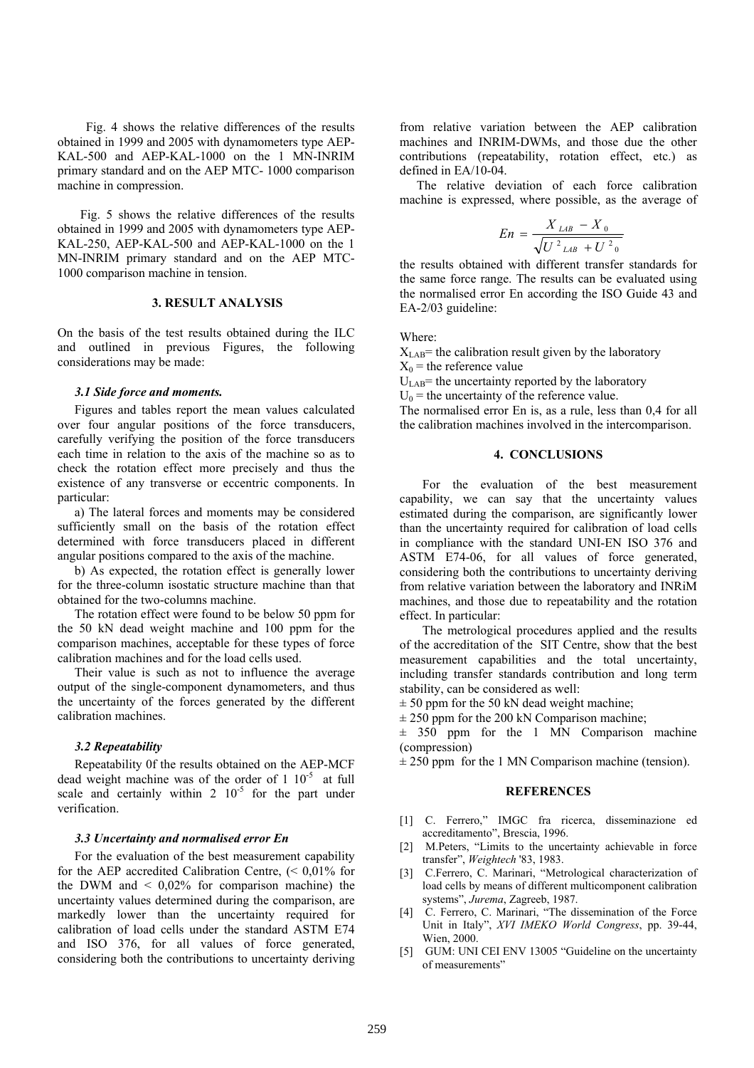Fig. 4 shows the relative differences of the results obtained in 1999 and 2005 with dynamometers type AEP-KAL-500 and AEP-KAL-1000 on the 1 MN-INRIM primary standard and on the AEP MTC- 1000 comparison machine in compression.

Fig. 5 shows the relative differences of the results obtained in 1999 and 2005 with dynamometers type AEP-KAL-250, AEP-KAL-500 and AEP-KAL-1000 on the 1 MN-INRIM primary standard and on the AEP MTC-1000 comparison machine in tension.

## 3. RESULT ANALYSIS

On the basis of the test results obtained during the ILC and outlined in previous Figures, the following considerations may be made:

### *3.1 Side force and moments.*

Figures and tables report the mean values calculated over four angular positions of the force transducers, carefully verifying the position of the force transducers each time in relation to the axis of the machine so as to check the rotation effect more precisely and thus the existence of any transverse or eccentric components. In particular:

a) The lateral forces and moments may be considered sufficiently small on the basis of the rotation effect determined with force transducers placed in different angular positions compared to the axis of the machine.

b) As expected, the rotation effect is generally lower for the three-column isostatic structure machine than that obtained for the two-columns machine.

The rotation effect were found to be below 50 ppm for the 50 kN dead weight machine and 100 ppm for the comparison machines, acceptable for these types of force calibration machines and for the load cells used.

Their value is such as not to influence the average output of the single-component dynamometers, and thus the uncertainty of the forces generated by the different calibration machines.

### *3.2 Repeatability*

Repeatability 0f the results obtained on the AEP-MCF dead weight machine was of the order of $1\ 10^{-5}$ at full scale and certainly within $2\ 10^{-5}$ for the part under verification.

### *3.3 Uncertainty and normalised error En*

For the evaluation of the best measurement capability for the AEP accredited Calibration Centre, (< 0,01% for the DWM and < 0,02% for comparison machine) the uncertainty values determined during the comparison, are markedly lower than the uncertainty required for calibration of load cells under the standard ASTM E74 and ISO 376, for all values of force generated, considering both the contributions to uncertainty deriving from relative variation between the AEP calibration machines and INRIM-DWMs, and those due the other contributions (repeatability, rotation effect, etc.) as defined in EA/10-04.

The relative deviation of each force calibration machine is expressed, where possible, as the average of

$$En = \frac{X_{LAB} - X_0}{\sqrt{U^2_{LAB} + U^2_0}}$$

the results obtained with different transfer standards for the same force range. The results can be evaluated using the normalised error En according the ISO Guide 43 and EA-2/03 guideline:

Where:

$X_{LAB}$= the calibration result given by the laboratory
$X_0$ = the reference value
$U_{LAB}$= the uncertainty reported by the laboratory
$U_0$ = the uncertainty of the reference value.

The normalised error En is, as a rule, less than 0,4 for all the calibration machines involved in the intercomparison.

## 4. CONCLUSIONS

For the evaluation of the best measurement capability, we can say that the uncertainty values estimated during the comparison, are significantly lower than the uncertainty required for calibration of load cells in compliance with the standard UNI-EN ISO 376 and ASTM E74-06, for all values of force generated, considering both the contributions to uncertainty deriving from relative variation between the laboratory and INRiM machines, and those due to repeatability and the rotation effect. In particular:

The metrological procedures applied and the results of the accreditation of the SIT Centre, show that the best measurement capabilities and the total uncertainty, including transfer standards contribution and long term stability, can be considered as well:

± 50 ppm for the 50 kN dead weight machine;
± 250 ppm for the 200 kN Comparison machine;
± 350 ppm for the 1 MN Comparison machine (compression)
± 250 ppm for the 1 MN Comparison machine (tension).

## REFERENCES

[1] C. Ferrero," IMGC fra ricerca, disseminazione ed accreditamento", Brescia, 1996.
[2] M.Peters, "Limits to the uncertainty achievable in force transfer", *Weightech* '83, 1983.
[3] C.Ferrero, C. Marinari, "Metrological characterization of load cells by means of different multicomponent calibration systems", *Jurema*, Zagreeb, 1987.
[4] C. Ferrero, C. Marinari, "The dissemination of the Force Unit in Italy", *XVI IMEKO World Congress*, pp. 39-44, Wien, 2000.
[5] GUM: UNI CEI ENV 13005 "Guideline on the uncertainty of measurements"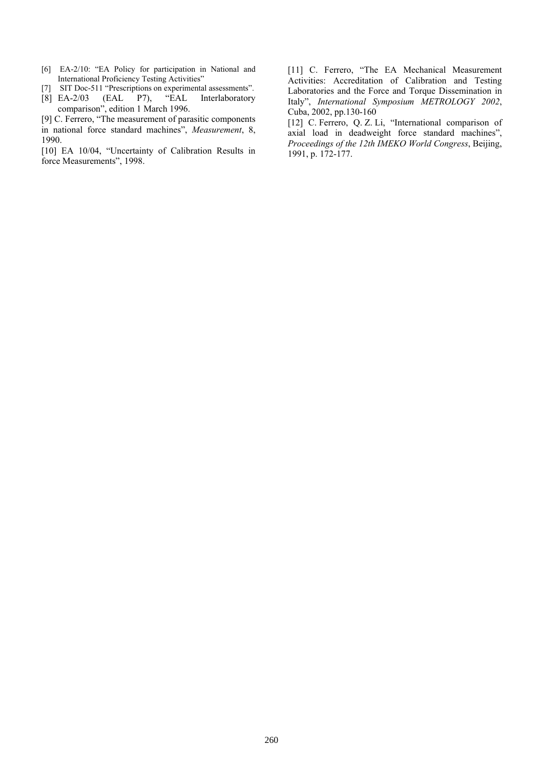[6] EA-2/10: "EA Policy for participation in National and International Proficiency Testing Activities"

[7] SIT Doc-511 "Prescriptions on experimental assessments".

[8] EA-2/03 (EAL P7), "EAL Interlaboratory comparison", edition 1 March 1996.

[9] C. Ferrero, "The measurement of parasitic components in national force standard machines", *Measurement*, 8, 1990.

[10] EA 10/04, "Uncertainty of Calibration Results in force Measurements", 1998.

[11] C. Ferrero, "The EA Mechanical Measurement Activities: Accreditation of Calibration and Testing Laboratories and the Force and Torque Dissemination in Italy", *International Symposium METROLOGY 2002*, Cuba, 2002, pp.130-160

[12] C. Ferrero, Q. Z. Li, "International comparison of axial load in deadweight force standard machines", *Proceedings of the 12th IMEKO World Congress*, Beijing, 1991, p. 172-177.